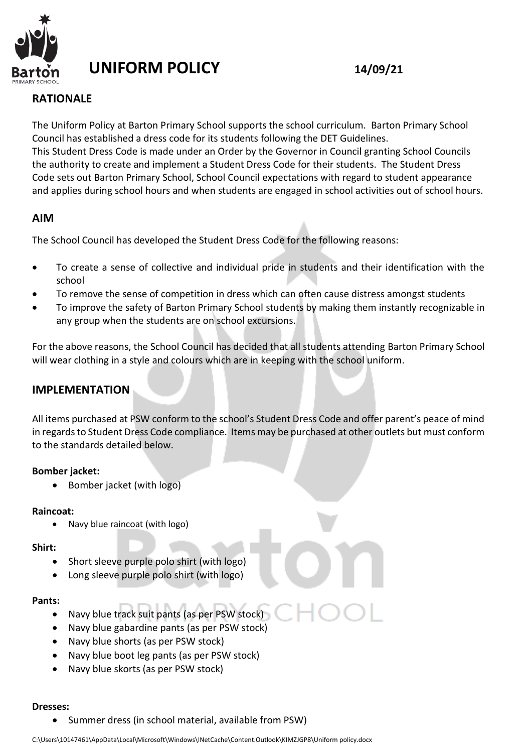# UNIFORM POLICY

14/09/21

## RATIONALE

The Uniform Policy at Barton Primary School supports the school curriculum. Barton Primary School Council has established a dress code for its students following the DET Guidelines.
This Student Dress Code is made under an Order by the Governor in Council granting School Councils the authority to create and implement a Student Dress Code for their students. The Student Dress Code sets out Barton Primary School, School Council expectations with regard to student appearance and applies during school hours and when students are engaged in school activities out of school hours.

## AIM

The School Council has developed the Student Dress Code for the following reasons:

- To create a sense of collective and individual pride in students and their identification with the school
- To remove the sense of competition in dress which can often cause distress amongst students
- To improve the safety of Barton Primary School students by making them instantly recognizable in any group when the students are on school excursions.

For the above reasons, the School Council has decided that all students attending Barton Primary School will wear clothing in a style and colours which are in keeping with the school uniform.

## IMPLEMENTATION

All items purchased at PSW conform to the school's Student Dress Code and offer parent's peace of mind in regards to Student Dress Code compliance. Items may be purchased at other outlets but must conform to the standards detailed below.

**Bomber jacket:**

- Bomber jacket (with logo)

**Raincoat:**

- Navy blue raincoat (with logo)

**Shirt:**

- Short sleeve purple polo shirt (with logo)
- Long sleeve purple polo shirt (with logo)

**Pants:**

- Navy blue track suit pants (as per PSW stock)
- Navy blue gabardine pants (as per PSW stock)
- Navy blue shorts (as per PSW stock)
- Navy blue boot leg pants (as per PSW stock)
- Navy blue skorts (as per PSW stock)

**Dresses:**

- Summer dress (in school material, available from PSW)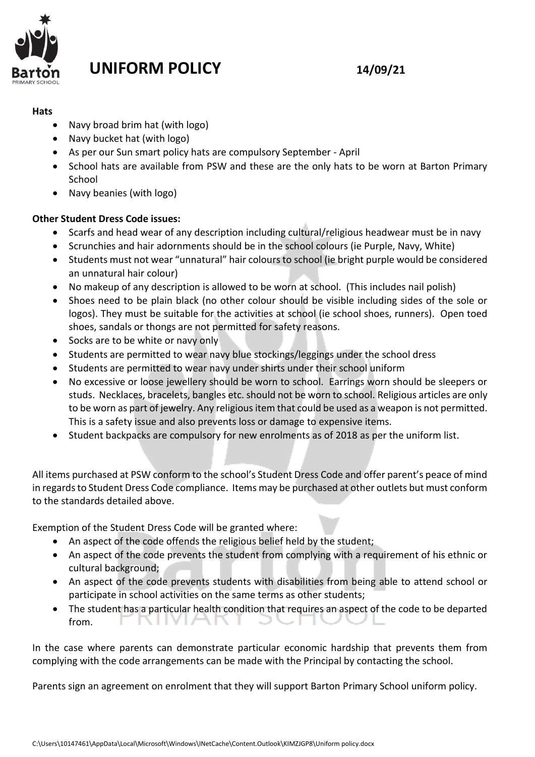# UNIFORM POLICY

14/09/21

**Hats**

- Navy broad brim hat (with logo)
- Navy bucket hat (with logo)
- As per our Sun smart policy hats are compulsory September - April
- School hats are available from PSW and these are the only hats to be worn at Barton Primary School
- Navy beanies (with logo)

**Other Student Dress Code issues:**

- Scarfs and head wear of any description including cultural/religious headwear must be in navy
- Scrunchies and hair adornments should be in the school colours (ie Purple, Navy, White)
- Students must not wear "unnatural" hair colours to school (ie bright purple would be considered an unnatural hair colour)
- No makeup of any description is allowed to be worn at school. (This includes nail polish)
- Shoes need to be plain black (no other colour should be visible including sides of the sole or logos). They must be suitable for the activities at school (ie school shoes, runners). Open toed shoes, sandals or thongs are not permitted for safety reasons.
- Socks are to be white or navy only
- Students are permitted to wear navy blue stockings/leggings under the school dress
- Students are permitted to wear navy under shirts under their school uniform
- No excessive or loose jewellery should be worn to school. Earrings worn should be sleepers or studs. Necklaces, bracelets, bangles etc. should not be worn to school. Religious articles are only to be worn as part of jewelry. Any religious item that could be used as a weapon is not permitted. This is a safety issue and also prevents loss or damage to expensive items.
- Student backpacks are compulsory for new enrolments as of 2018 as per the uniform list.

All items purchased at PSW conform to the school's Student Dress Code and offer parent's peace of mind in regards to Student Dress Code compliance. Items may be purchased at other outlets but must conform to the standards detailed above.

Exemption of the Student Dress Code will be granted where:

- An aspect of the code offends the religious belief held by the student;
- An aspect of the code prevents the student from complying with a requirement of his ethnic or cultural background;
- An aspect of the code prevents students with disabilities from being able to attend school or participate in school activities on the same terms as other students;
- The student has a particular health condition that requires an aspect of the code to be departed from.

In the case where parents can demonstrate particular economic hardship that prevents them from complying with the code arrangements can be made with the Principal by contacting the school.

Parents sign an agreement on enrolment that they will support Barton Primary School uniform policy.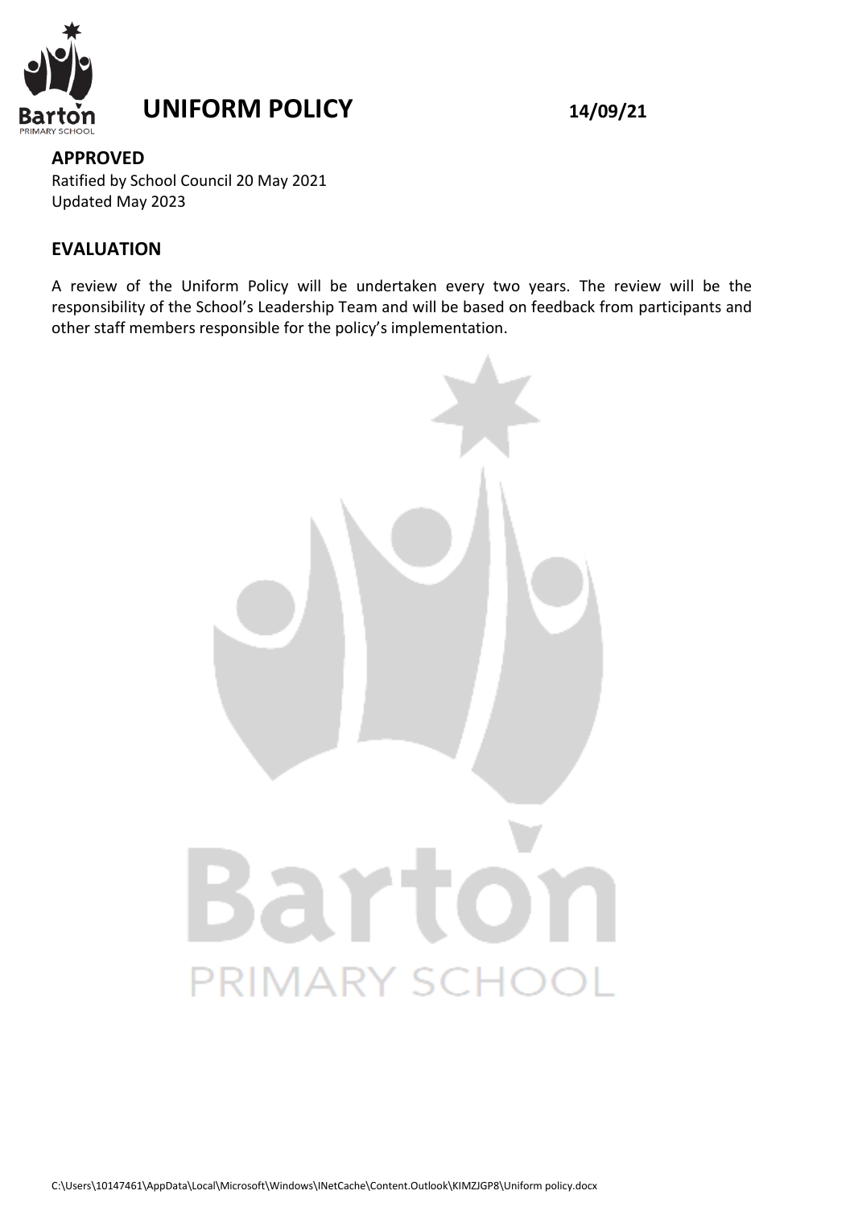# UNIFORM POLICY

14/09/21

## APPROVED

Ratified by School Council 20 May 2021
Updated May 2023

## EVALUATION

A review of the Uniform Policy will be undertaken every two years. The review will be the responsibility of the School's Leadership Team and will be based on feedback from participants and other staff members responsible for the policy's implementation.